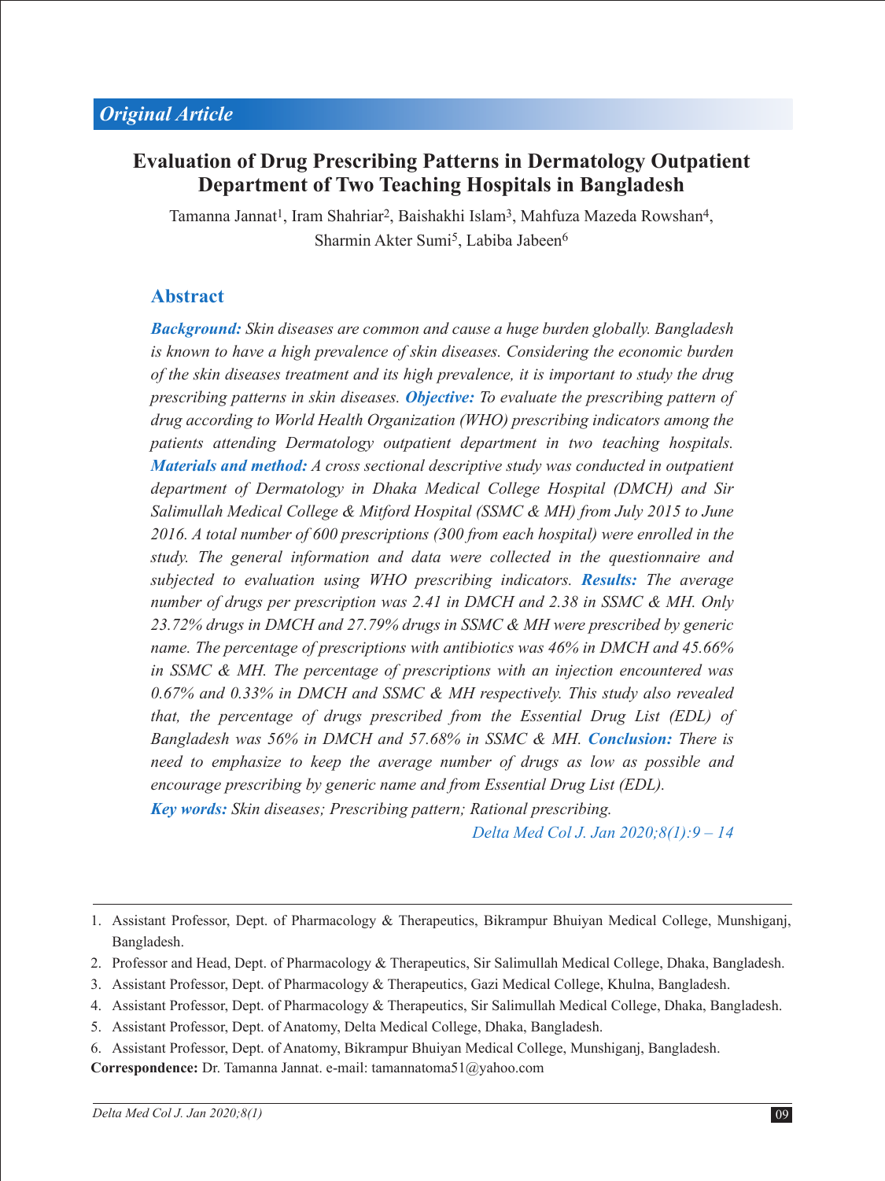*Original Article*

# Evaluation of Drug Prescribing Patterns in Dermatology Outpatient Department of Two Teaching Hospitals in Bangladesh

Tamanna Jannat[1], Iram Shahriar[2], Baishakhi Islam[3], Mahfuza Mazeda Rowshan[4], Sharmin Akter Sumi[5], Labiba Jabeen[6]

## Abstract

***Background:*** *Skin diseases are common and cause a huge burden globally. Bangladesh is known to have a high prevalence of skin diseases. Considering the economic burden of the skin diseases treatment and its high prevalence, it is important to study the drug prescribing patterns in skin diseases.* ***Objective:*** *To evaluate the prescribing pattern of drug according to World Health Organization (WHO) prescribing indicators among the patients attending Dermatology outpatient department in two teaching hospitals.* ***Materials and method:*** *A cross sectional descriptive study was conducted in outpatient department of Dermatology in Dhaka Medical College Hospital (DMCH) and Sir Salimullah Medical College & Mitford Hospital (SSMC & MH) from July 2015 to June 2016. A total number of 600 prescriptions (300 from each hospital) were enrolled in the study. The general information and data were collected in the questionnaire and subjected to evaluation using WHO prescribing indicators.* ***Results:*** *The average number of drugs per prescription was 2.41 in DMCH and 2.38 in SSMC & MH. Only 23.72% drugs in DMCH and 27.79% drugs in SSMC & MH were prescribed by generic name. The percentage of prescriptions with antibiotics was 46% in DMCH and 45.66% in SSMC & MH. The percentage of prescriptions with an injection encountered was 0.67% and 0.33% in DMCH and SSMC & MH respectively. This study also revealed that, the percentage of drugs prescribed from the Essential Drug List (EDL) of Bangladesh was 56% in DMCH and 57.68% in SSMC & MH.* ***Conclusion:*** *There is need to emphasize to keep the average number of drugs as low as possible and encourage prescribing by generic name and from Essential Drug List (EDL).*

***Key words:*** *Skin diseases; Prescribing pattern; Rational prescribing.*

*Delta Med Col J. Jan 2020;8(1):9 – 14*

---

1. Assistant Professor, Dept. of Pharmacology & Therapeutics, Bikrampur Bhuiyan Medical College, Munshiganj, Bangladesh.
2. Professor and Head, Dept. of Pharmacology & Therapeutics, Sir Salimullah Medical College, Dhaka, Bangladesh.
3. Assistant Professor, Dept. of Pharmacology & Therapeutics, Gazi Medical College, Khulna, Bangladesh.
4. Assistant Professor, Dept. of Pharmacology & Therapeutics, Sir Salimullah Medical College, Dhaka, Bangladesh.
5. Assistant Professor, Dept. of Anatomy, Delta Medical College, Dhaka, Bangladesh.
6. Assistant Professor, Dept. of Anatomy, Bikrampur Bhuiyan Medical College, Munshiganj, Bangladesh.

**Correspondence:** Dr. Tamanna Jannat. e-mail: tamannatoma51@yahoo.com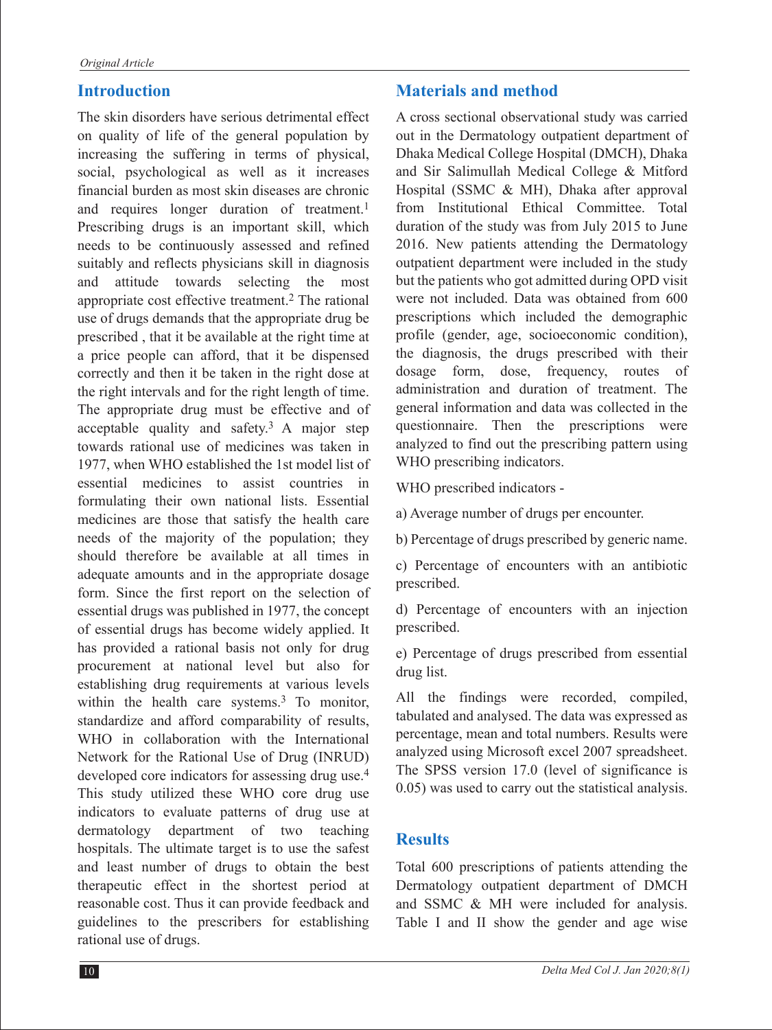## Introduction

The skin disorders have serious detrimental effect on quality of life of the general population by increasing the suffering in terms of physical, social, psychological as well as it increases financial burden as most skin diseases are chronic and requires longer duration of treatment.[1] Prescribing drugs is an important skill, which needs to be continuously assessed and refined suitably and reflects physicians skill in diagnosis and attitude towards selecting the most appropriate cost effective treatment.[2] The rational use of drugs demands that the appropriate drug be prescribed , that it be available at the right time at a price people can afford, that it be dispensed correctly and then it be taken in the right dose at the right intervals and for the right length of time. The appropriate drug must be effective and of acceptable quality and safety.[3] A major step towards rational use of medicines was taken in 1977, when WHO established the 1st model list of essential medicines to assist countries in formulating their own national lists. Essential medicines are those that satisfy the health care needs of the majority of the population; they should therefore be available at all times in adequate amounts and in the appropriate dosage form. Since the first report on the selection of essential drugs was published in 1977, the concept of essential drugs has become widely applied. It has provided a rational basis not only for drug procurement at national level but also for establishing drug requirements at various levels within the health care systems.[3] To monitor, standardize and afford comparability of results, WHO in collaboration with the International Network for the Rational Use of Drug (INRUD) developed core indicators for assessing drug use.[4] This study utilized these WHO core drug use indicators to evaluate patterns of drug use at dermatology department of two teaching hospitals. The ultimate target is to use the safest and least number of drugs to obtain the best therapeutic effect in the shortest period at reasonable cost. Thus it can provide feedback and guidelines to the prescribers for establishing rational use of drugs.

## Materials and method

A cross sectional observational study was carried out in the Dermatology outpatient department of Dhaka Medical College Hospital (DMCH), Dhaka and Sir Salimullah Medical College & Mitford Hospital (SSMC & MH), Dhaka after approval from Institutional Ethical Committee. Total duration of the study was from July 2015 to June 2016. New patients attending the Dermatology outpatient department were included in the study but the patients who got admitted during OPD visit were not included. Data was obtained from 600 prescriptions which included the demographic profile (gender, age, socioeconomic condition), the diagnosis, the drugs prescribed with their dosage form, dose, frequency, routes of administration and duration of treatment. The general information and data was collected in the questionnaire. Then the prescriptions were analyzed to find out the prescribing pattern using WHO prescribing indicators.

WHO prescribed indicators -

a) Average number of drugs per encounter.

b) Percentage of drugs prescribed by generic name.

c) Percentage of encounters with an antibiotic prescribed.

d) Percentage of encounters with an injection prescribed.

e) Percentage of drugs prescribed from essential drug list.

All the findings were recorded, compiled, tabulated and analysed. The data was expressed as percentage, mean and total numbers. Results were analyzed using Microsoft excel 2007 spreadsheet. The SPSS version 17.0 (level of significance is 0.05) was used to carry out the statistical analysis.

## Results

Total 600 prescriptions of patients attending the Dermatology outpatient department of DMCH and SSMC & MH were included for analysis. Table I and II show the gender and age wise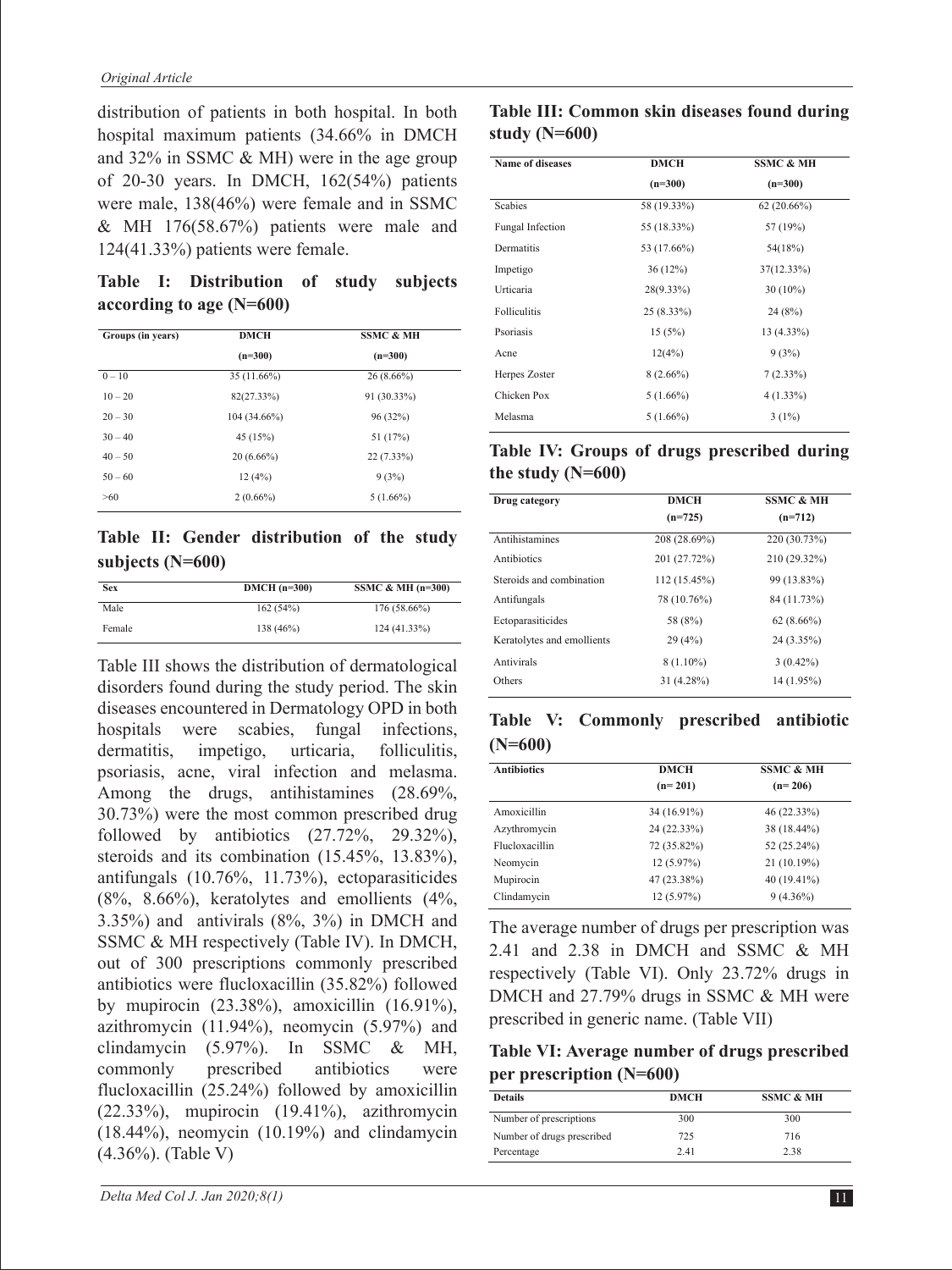distribution of patients in both hospital. In both hospital maximum patients (34.66% in DMCH and 32% in SSMC & MH) were in the age group of 20-30 years. In DMCH, 162(54%) patients were male, 138(46%) were female and in SSMC & MH 176(58.67%) patients were male and 124(41.33%) patients were female.

**Table I: Distribution of study subjects according to age (N=600)**

| Groups (in years) | DMCH (n=300) | SSMC & MH (n=300) |
|---|---|---|
| 0 – 10 | 35 (11.66%) | 26 (8.66%) |
| 10 – 20 | 82(27.33%) | 91 (30.33%) |
| 20 – 30 | 104 (34.66%) | 96 (32%) |
| 30 – 40 | 45 (15%) | 51 (17%) |
| 40 – 50 | 20 (6.66%) | 22 (7.33%) |
| 50 – 60 | 12 (4%) | 9 (3%) |
| >60 | 2 (0.66%) | 5 (1.66%) |

**Table II: Gender distribution of the study subjects (N=600)**

| Sex | DMCH (n=300) | SSMC & MH (n=300) |
|---|---|---|
| Male | 162 (54%) | 176 (58.66%) |
| Female | 138 (46%) | 124 (41.33%) |

Table III shows the distribution of dermatological disorders found during the study period. The skin diseases encountered in Dermatology OPD in both hospitals were scabies, fungal infections, dermatitis, impetigo, urticaria, folliculitis, psoriasis, acne, viral infection and melasma. Among the drugs, antihistamines (28.69%, 30.73%) were the most common prescribed drug followed by antibiotics (27.72%, 29.32%), steroids and its combination (15.45%, 13.83%), antifungals (10.76%, 11.73%), ectoparasiticides (8%, 8.66%), keratolytes and emollients (4%, 3.35%) and antivirals (8%, 3%) in DMCH and SSMC & MH respectively (Table IV). In DMCH, out of 300 prescriptions commonly prescribed antibiotics were flucloxacillin (35.82%) followed by mupirocin (23.38%), amoxicillin (16.91%), azithromycin (11.94%), neomycin (5.97%) and clindamycin (5.97%). In SSMC & MH, commonly prescribed antibiotics were flucloxacillin (25.24%) followed by amoxicillin (22.33%), mupirocin (19.41%), azithromycin (18.44%), neomycin (10.19%) and clindamycin (4.36%). (Table V)

**Table III: Common skin diseases found during study (N=600)**

| Name of diseases | DMCH (n=300) | SSMC & MH (n=300) |
|---|---|---|
| Scabies | 58 (19.33%) | 62 (20.66%) |
| Fungal Infection | 55 (18.33%) | 57 (19%) |
| Dermatitis | 53 (17.66%) | 54(18%) |
| Impetigo | 36 (12%) | 37(12.33%) |
| Urticaria | 28(9.33%) | 30 (10%) |
| Folliculitis | 25 (8.33%) | 24 (8%) |
| Psoriasis | 15 (5%) | 13 (4.33%) |
| Acne | 12(4%) | 9 (3%) |
| Herpes Zoster | 8 (2.66%) | 7 (2.33%) |
| Chicken Pox | 5 (1.66%) | 4 (1.33%) |
| Melasma | 5 (1.66%) | 3 (1%) |

**Table IV: Groups of drugs prescribed during the study (N=600)**

| Drug category | DMCH (n=725) | SSMC & MH (n=712) |
|---|---|---|
| Antihistamines | 208 (28.69%) | 220 (30.73%) |
| Antibiotics | 201 (27.72%) | 210 (29.32%) |
| Steroids and combination | 112 (15.45%) | 99 (13.83%) |
| Antifungals | 78 (10.76%) | 84 (11.73%) |
| Ectoparasiticides | 58 (8%) | 62 (8.66%) |
| Keratolytes and emollients | 29 (4%) | 24 (3.35%) |
| Antivirals | 8 (1.10%) | 3 (0.42%) |
| Others | 31 (4.28%) | 14 (1.95%) |

**Table V: Commonly prescribed antibiotic (N=600)**

| Antibiotics | DMCH (n= 201) | SSMC & MH (n= 206) |
|---|---|---|
| Amoxicillin | 34 (16.91%) | 46 (22.33%) |
| Azythromycin | 24 (22.33%) | 38 (18.44%) |
| Flucloxacillin | 72 (35.82%) | 52 (25.24%) |
| Neomycin | 12 (5.97%) | 21 (10.19%) |
| Mupirocin | 47 (23.38%) | 40 (19.41%) |
| Clindamycin | 12 (5.97%) | 9 (4.36%) |

The average number of drugs per prescription was 2.41 and 2.38 in DMCH and SSMC & MH respectively (Table VI). Only 23.72% drugs in DMCH and 27.79% drugs in SSMC & MH were prescribed in generic name. (Table VII)

**Table VI: Average number of drugs prescribed per prescription (N=600)**

| Details | DMCH | SSMC & MH |
|---|---|---|
| Number of prescriptions | 300 | 300 |
| Number of drugs prescribed | 725 | 716 |
| Percentage | 2.41 | 2.38 |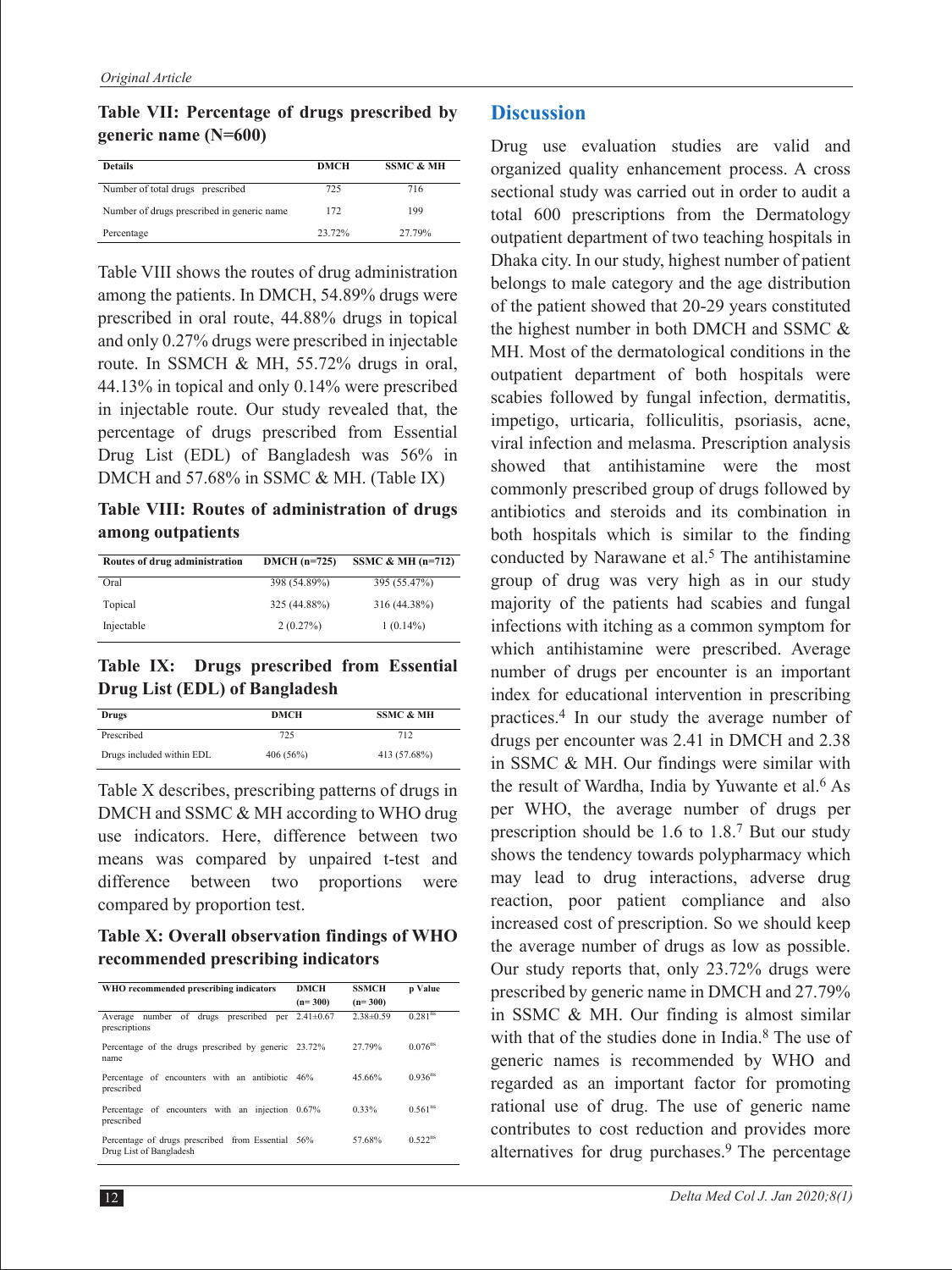**Table VII: Percentage of drugs prescribed by generic name (N=600)**

| Details | DMCH | SSMC & MH |
|---|---|---|
| Number of total drugs prescribed | 725 | 716 |
| Number of drugs prescribed in generic name | 172 | 199 |
| Percentage | 23.72% | 27.79% |

Table VIII shows the routes of drug administration among the patients. In DMCH, 54.89% drugs were prescribed in oral route, 44.88% drugs in topical and only 0.27% drugs were prescribed in injectable route. In SSMCH & MH, 55.72% drugs in oral, 44.13% in topical and only 0.14% were prescribed in injectable route. Our study revealed that, the percentage of drugs prescribed from Essential Drug List (EDL) of Bangladesh was 56% in DMCH and 57.68% in SSMC & MH. (Table IX)

**Table VIII: Routes of administration of drugs among outpatients**

| Routes of drug administration | DMCH (n=725) | SSMC & MH (n=712) |
|---|---|---|
| Oral | 398 (54.89%) | 395 (55.47%) |
| Topical | 325 (44.88%) | 316 (44.38%) |
| Injectable | 2 (0.27%) | 1 (0.14%) |

**Table IX: Drugs prescribed from Essential Drug List (EDL) of Bangladesh**

| Drugs | DMCH | SSMC & MH |
|---|---|---|
| Prescribed | 725 | 712 |
| Drugs included within EDL | 406 (56%) | 413 (57.68%) |

Table X describes, prescribing patterns of drugs in DMCH and SSMC & MH according to WHO drug use indicators. Here, difference between two means was compared by unpaired t-test and difference between two proportions were compared by proportion test.

**Table X: Overall observation findings of WHO recommended prescribing indicators**

| WHO recommended prescribing indicators | DMCH (n= 300) | SSMCH (n= 300) | p Value |
|---|---|---|---|
| Average number of drugs prescribed per prescriptions | 2.41±0.67 | 2.38±0.59 | 0.281[ns] |
| Percentage of the drugs prescribed by generic name | 23.72% | 27.79% | 0.076[ns] |
| Percentage of encounters with an antibiotic prescribed | 46% | 45.66% | 0.936[ns] |
| Percentage of encounters with an injection prescribed | 0.67% | 0.33% | 0.561[ns] |
| Percentage of drugs prescribed from Essential Drug List of Bangladesh | 56% | 57.68% | 0.522[ns] |

## Discussion

Drug use evaluation studies are valid and organized quality enhancement process. A cross sectional study was carried out in order to audit a total 600 prescriptions from the Dermatology outpatient department of two teaching hospitals in Dhaka city. In our study, highest number of patient belongs to male category and the age distribution of the patient showed that 20-29 years constituted the highest number in both DMCH and SSMC & MH. Most of the dermatological conditions in the outpatient department of both hospitals were scabies followed by fungal infection, dermatitis, impetigo, urticaria, folliculitis, psoriasis, acne, viral infection and melasma. Prescription analysis showed that antihistamine were the most commonly prescribed group of drugs followed by antibiotics and steroids and its combination in both hospitals which is similar to the finding conducted by Narawane et al.[5] The antihistamine group of drug was very high as in our study majority of the patients had scabies and fungal infections with itching as a common symptom for which antihistamine were prescribed. Average number of drugs per encounter is an important index for educational intervention in prescribing practices.[4] In our study the average number of drugs per encounter was 2.41 in DMCH and 2.38 in SSMC & MH. Our findings were similar with the result of Wardha, India by Yuwante et al.[6] As per WHO, the average number of drugs per prescription should be 1.6 to 1.8.[7] But our study shows the tendency towards polypharmacy which may lead to drug interactions, adverse drug reaction, poor patient compliance and also increased cost of prescription. So we should keep the average number of drugs as low as possible. Our study reports that, only 23.72% drugs were prescribed by generic name in DMCH and 27.79% in SSMC & MH. Our finding is almost similar with that of the studies done in India.[8] The use of generic names is recommended by WHO and regarded as an important factor for promoting rational use of drug. The use of generic name contributes to cost reduction and provides more alternatives for drug purchases.[9] The percentage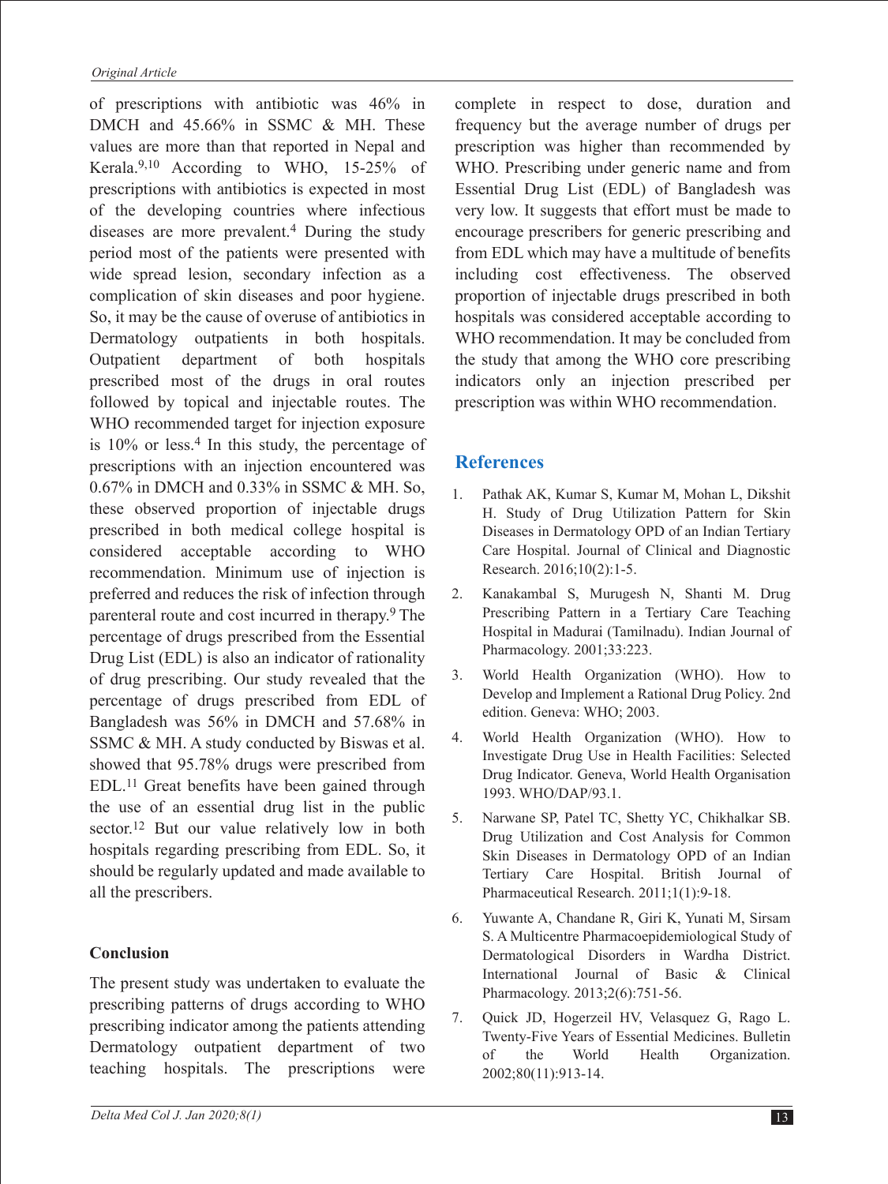of prescriptions with antibiotic was 46% in DMCH and 45.66% in SSMC & MH. These values are more than that reported in Nepal and Kerala.[9,10] According to WHO, 15-25% of prescriptions with antibiotics is expected in most of the developing countries where infectious diseases are more prevalent.[4] During the study period most of the patients were presented with wide spread lesion, secondary infection as a complication of skin diseases and poor hygiene. So, it may be the cause of overuse of antibiotics in Dermatology outpatients in both hospitals. Outpatient department of both hospitals prescribed most of the drugs in oral routes followed by topical and injectable routes. The WHO recommended target for injection exposure is 10% or less.[4] In this study, the percentage of prescriptions with an injection encountered was 0.67% in DMCH and 0.33% in SSMC & MH. So, these observed proportion of injectable drugs prescribed in both medical college hospital is considered acceptable according to WHO recommendation. Minimum use of injection is preferred and reduces the risk of infection through parenteral route and cost incurred in therapy.[9] The percentage of drugs prescribed from the Essential Drug List (EDL) is also an indicator of rationality of drug prescribing. Our study revealed that the percentage of drugs prescribed from EDL of Bangladesh was 56% in DMCH and 57.68% in SSMC & MH. A study conducted by Biswas et al. showed that 95.78% drugs were prescribed from EDL.[11] Great benefits have been gained through the use of an essential drug list in the public sector.[12] But our value relatively low in both hospitals regarding prescribing from EDL. So, it should be regularly updated and made available to all the prescribers.

## Conclusion

The present study was undertaken to evaluate the prescribing patterns of drugs according to WHO prescribing indicator among the patients attending Dermatology outpatient department of two teaching hospitals. The prescriptions were complete in respect to dose, duration and frequency but the average number of drugs per prescription was higher than recommended by WHO. Prescribing under generic name and from Essential Drug List (EDL) of Bangladesh was very low. It suggests that effort must be made to encourage prescribers for generic prescribing and from EDL which may have a multitude of benefits including cost effectiveness. The observed proportion of injectable drugs prescribed in both hospitals was considered acceptable according to WHO recommendation. It may be concluded from the study that among the WHO core prescribing indicators only an injection prescribed per prescription was within WHO recommendation.

## References

1. Pathak AK, Kumar S, Kumar M, Mohan L, Dikshit H. Study of Drug Utilization Pattern for Skin Diseases in Dermatology OPD of an Indian Tertiary Care Hospital. Journal of Clinical and Diagnostic Research. 2016;10(2):1-5.
2. Kanakambal S, Murugesh N, Shanti M. Drug Prescribing Pattern in a Tertiary Care Teaching Hospital in Madurai (Tamilnadu). Indian Journal of Pharmacology. 2001;33:223.
3. World Health Organization (WHO). How to Develop and Implement a Rational Drug Policy. 2nd edition. Geneva: WHO; 2003.
4. World Health Organization (WHO). How to Investigate Drug Use in Health Facilities: Selected Drug Indicator. Geneva, World Health Organisation 1993. WHO/DAP/93.1.
5. Narwane SP, Patel TC, Shetty YC, Chikhalkar SB. Drug Utilization and Cost Analysis for Common Skin Diseases in Dermatology OPD of an Indian Tertiary Care Hospital. British Journal of Pharmaceutical Research. 2011;1(1):9-18.
6. Yuwante A, Chandane R, Giri K, Yunati M, Sirsam S. A Multicentre Pharmacoepidemiological Study of Dermatological Disorders in Wardha District. International Journal of Basic & Clinical Pharmacology. 2013;2(6):751-56.
7. Quick JD, Hogerzeil HV, Velasquez G, Rago L. Twenty-Five Years of Essential Medicines. Bulletin of the World Health Organization. 2002;80(11):913-14.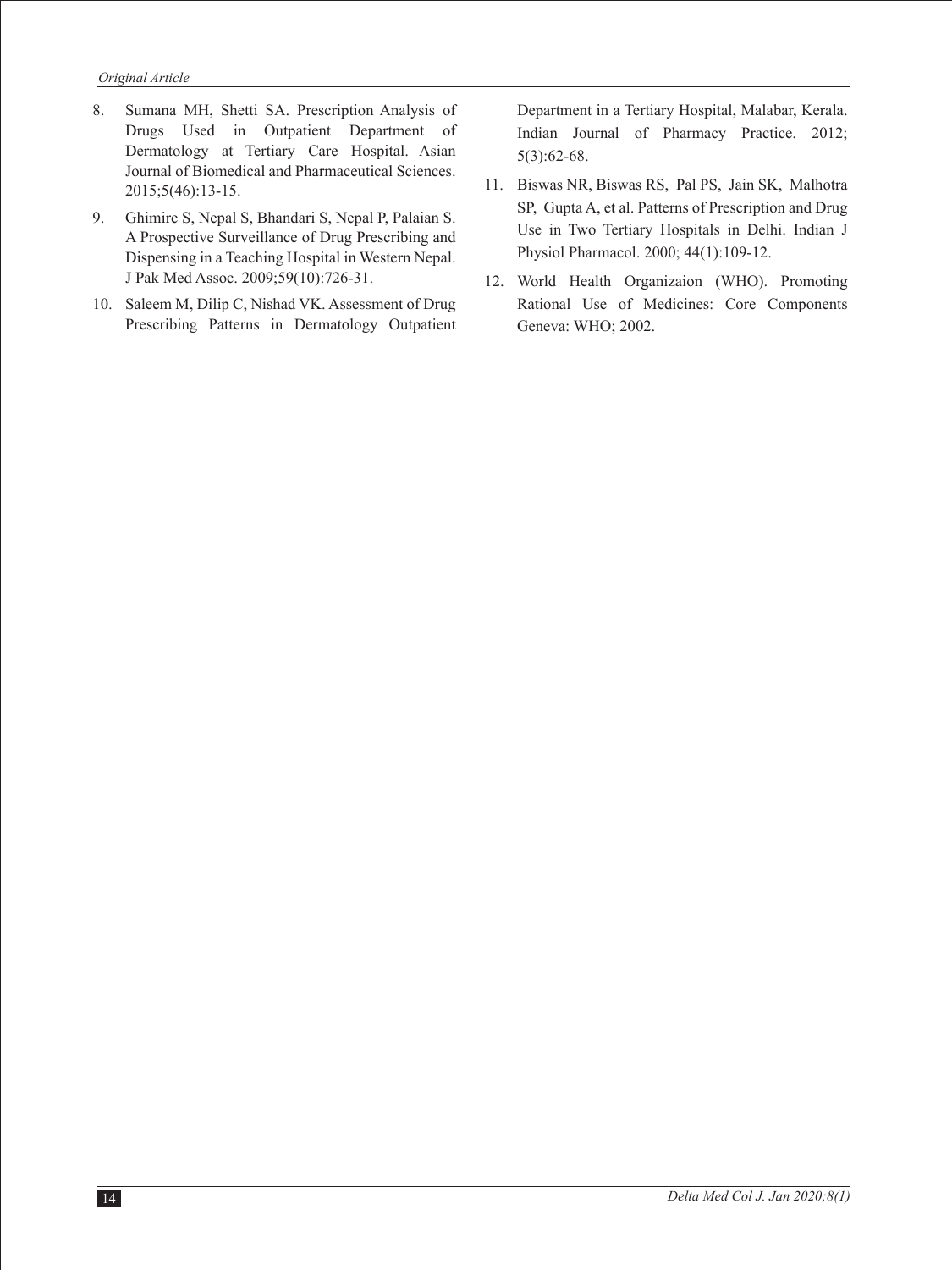8. Sumana MH, Shetti SA. Prescription Analysis of Drugs Used in Outpatient Department of Dermatology at Tertiary Care Hospital. Asian Journal of Biomedical and Pharmaceutical Sciences. 2015;5(46):13-15.

9. Ghimire S, Nepal S, Bhandari S, Nepal P, Palaian S. A Prospective Surveillance of Drug Prescribing and Dispensing in a Teaching Hospital in Western Nepal. J Pak Med Assoc. 2009;59(10):726-31.

10. Saleem M, Dilip C, Nishad VK. Assessment of Drug Prescribing Patterns in Dermatology Outpatient Department in a Tertiary Hospital, Malabar, Kerala. Indian Journal of Pharmacy Practice. 2012; 5(3):62-68.

11. Biswas NR, Biswas RS, Pal PS, Jain SK, Malhotra SP, Gupta A, et al. Patterns of Prescription and Drug Use in Two Tertiary Hospitals in Delhi. Indian J Physiol Pharmacol. 2000; 44(1):109-12.

12. World Health Organizaion (WHO). Promoting Rational Use of Medicines: Core Components Geneva: WHO; 2002.